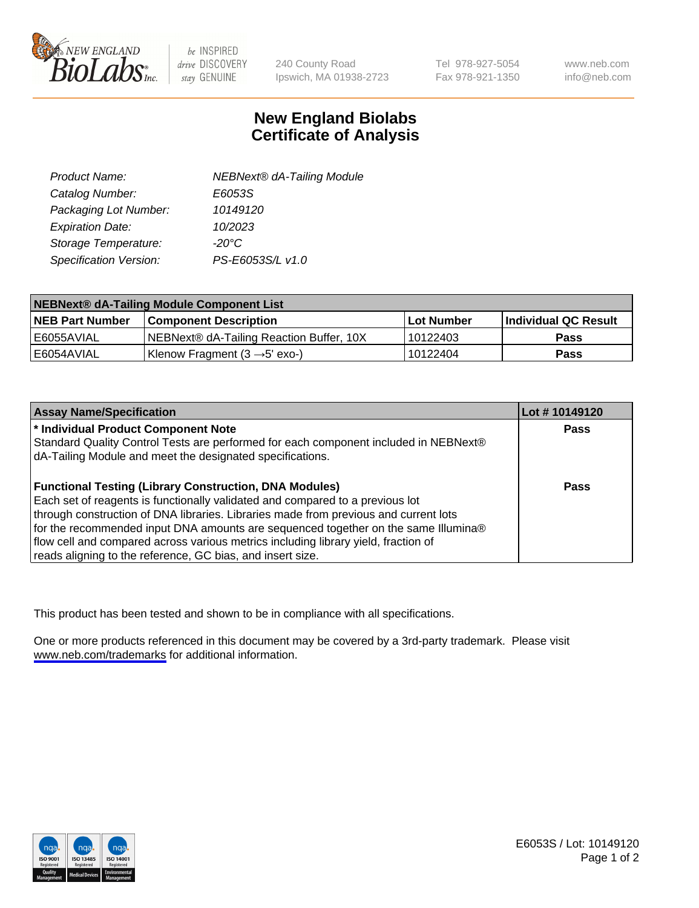NEW ENGLAND BioLabs Inc. — be INSPIRED drive DISCOVERY stay GENUINE

240 County Road
Ipswich, MA 01938-2723

Tel 978-927-5054
Fax 978-921-1350

www.neb.com
info@neb.com

# New England Biolabs
# Certificate of Analysis

| | |
|---|---|
| *Product Name:* | *NEBNext® dA-Tailing Module* |
| *Catalog Number:* | *E6053S* |
| *Packaging Lot Number:* | *10149120* |
| *Expiration Date:* | *10/2023* |
| *Storage Temperature:* | *-20°C* |
| *Specification Version:* | *PS-E6053S/L v1.0* |

| **NEBNext® dA-Tailing Module Component List** | | | |
|---|---|---|---|
| **NEB Part Number** | **Component Description** | **Lot Number** | **Individual QC Result** |
| E6055AVIAL | NEBNext® dA-Tailing Reaction Buffer, 10X | 10122403 | **Pass** |
| E6054AVIAL | Klenow Fragment (3 →5' exo-) | 10122404 | **Pass** |

| **Assay Name/Specification** | **Lot # 10149120** |
|---|---|
| **\* Individual Product Component Note**<br>Standard Quality Control Tests are performed for each component included in NEBNext® dA-Tailing Module and meet the designated specifications. | **Pass** |
| **Functional Testing (Library Construction, DNA Modules)**<br>Each set of reagents is functionally validated and compared to a previous lot through construction of DNA libraries. Libraries made from previous and current lots for the recommended input DNA amounts are sequenced together on the same Illumina® flow cell and compared across various metrics including library yield, fraction of reads aligning to the reference, GC bias, and insert size. | **Pass** |

This product has been tested and shown to be in compliance with all specifications.

One or more products referenced in this document may be covered by a 3rd-party trademark. Please visit www.neb.com/trademarks for additional information.

E6053S / Lot: 10149120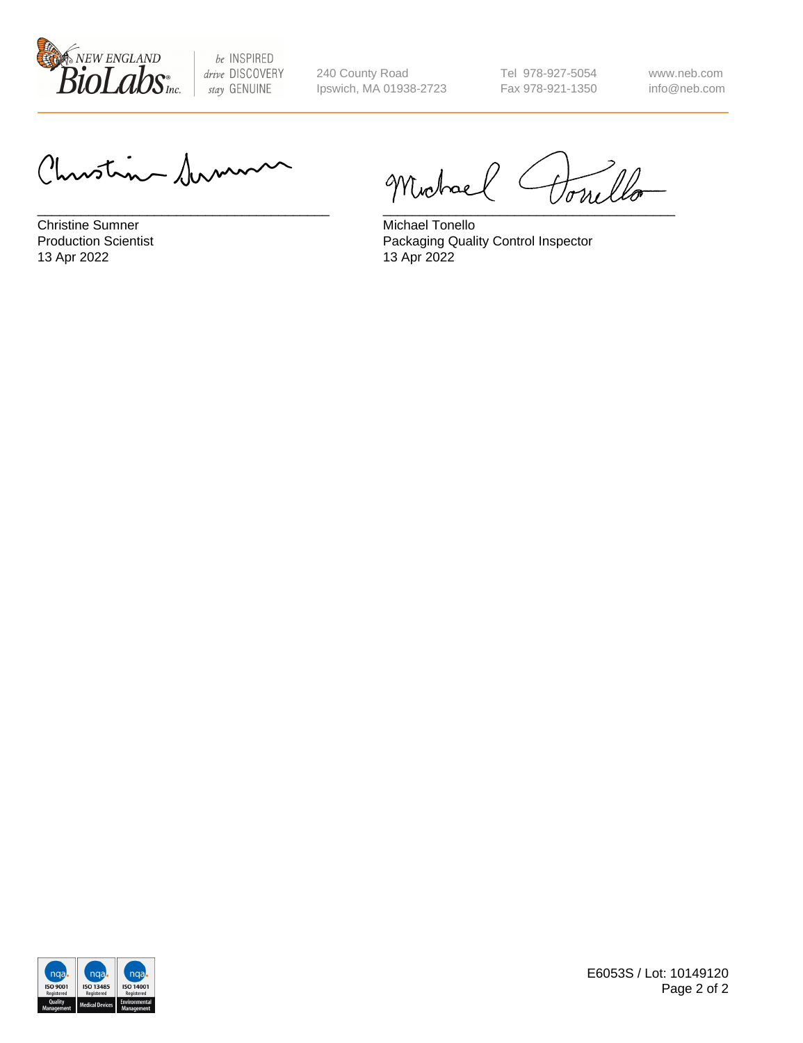Christine Sumner
Production Scientist
13 Apr 2022

Michael Tonello
Packaging Quality Control Inspector
13 Apr 2022

E6053S / Lot: 10149120